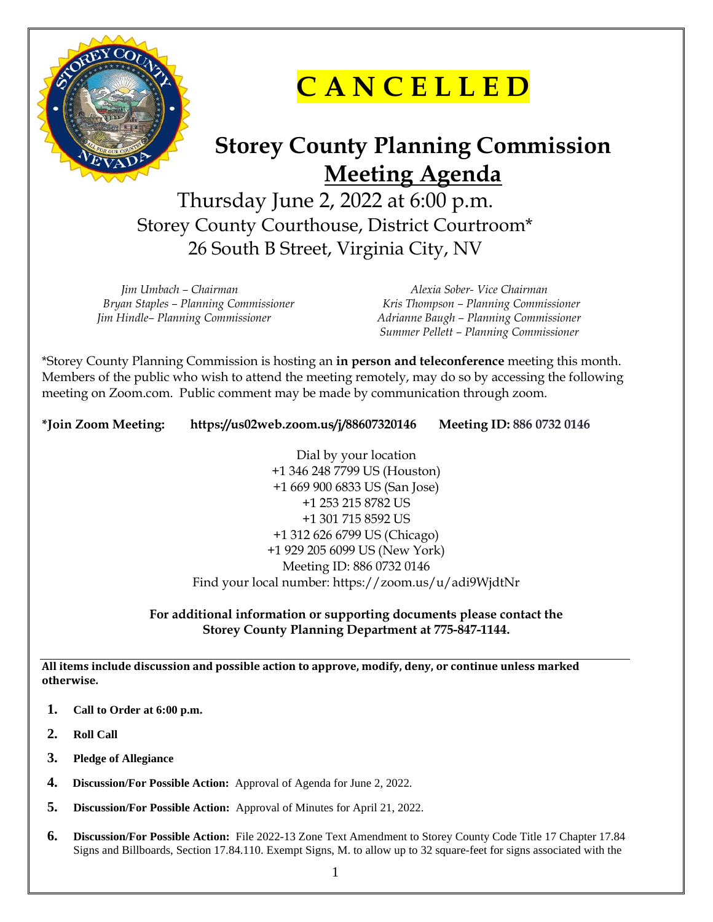# C A N C E L L E D

# Storey County Planning Commission

## Meeting Agenda

Thursday June 2, 2022 at 6:00 p.m.
Storey County Courthouse, District Courtroom*
26 South B Street, Virginia City, NV

*Jim Umbach – Chairman*
*Bryan Staples – Planning Commissioner*
*Jim Hindle– Planning Commissioner*
*Alexia Sober- Vice Chairman*
*Kris Thompson – Planning Commissioner*
*Adrianne Baugh – Planning Commissioner*
*Summer Pellett – Planning Commissioner*

*Storey County Planning Commission is hosting an **in person and teleconference** meeting this month. Members of the public who wish to attend the meeting remotely, may do so by accessing the following meeting on Zoom.com. Public comment may be made by communication through zoom.

**\*Join Zoom Meeting: https://us02web.zoom.us/j/88607320146 Meeting ID: 886 0732 0146**

Dial by your location
+1 346 248 7799 US (Houston)
+1 669 900 6833 US (San Jose)
+1 253 215 8782 US
+1 301 715 8592 US
+1 312 626 6799 US (Chicago)
+1 929 205 6099 US (New York)
Meeting ID: 886 0732 0146
Find your local number: https://zoom.us/u/adi9WjdtNr

**For additional information or supporting documents please contact the Storey County Planning Department at 775-847-1144.**

---

**All items include discussion and possible action to approve, modify, deny, or continue unless marked otherwise.**

1. **Call to Order at 6:00 p.m.**
2. **Roll Call**
3. **Pledge of Allegiance**
4. **Discussion/For Possible Action:** Approval of Agenda for June 2, 2022.
5. **Discussion/For Possible Action:** Approval of Minutes for April 21, 2022.
6. **Discussion/For Possible Action:** File 2022-13 Zone Text Amendment to Storey County Code Title 17 Chapter 17.84 Signs and Billboards, Section 17.84.110. Exempt Signs, M. to allow up to 32 square-feet for signs associated with the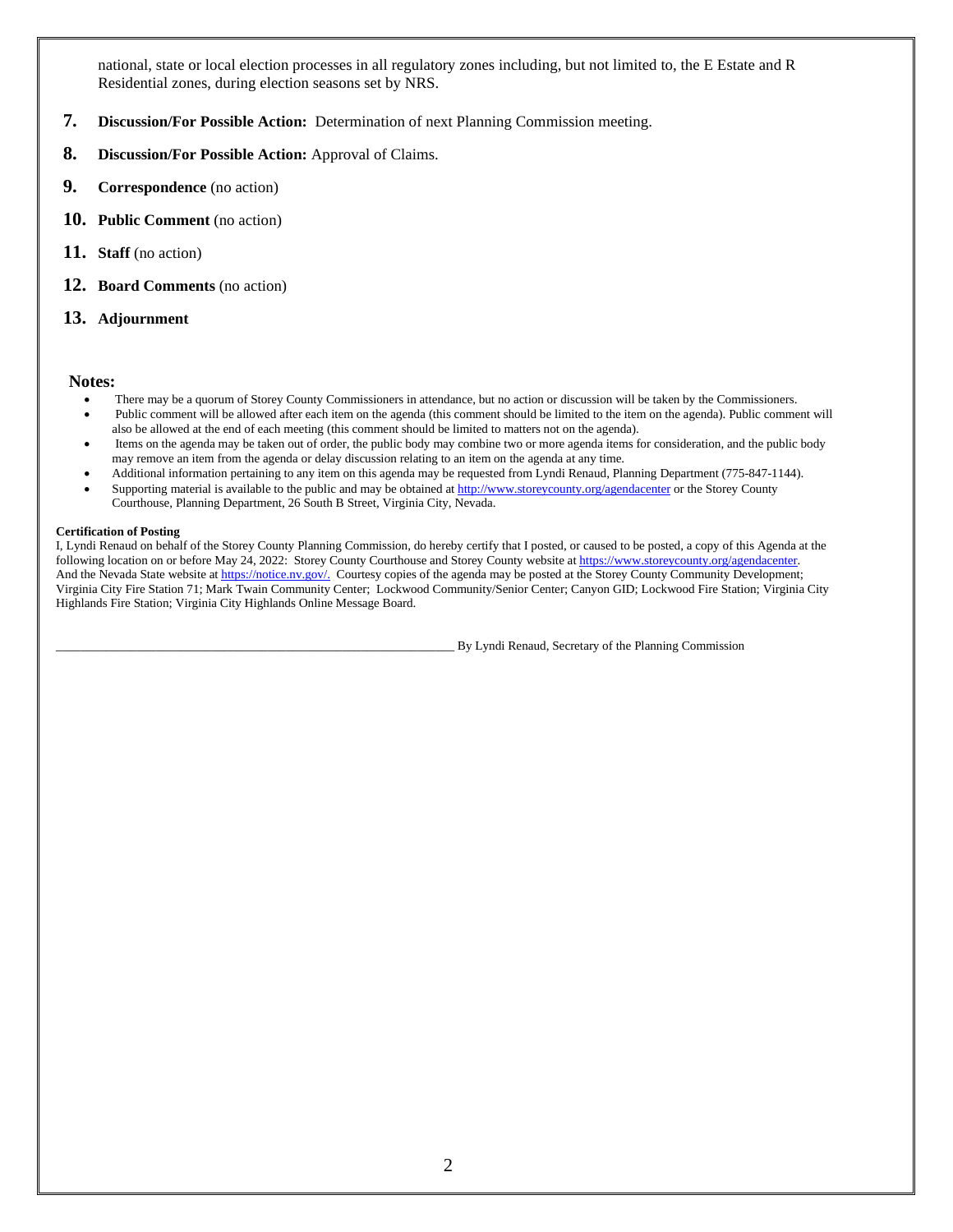national, state or local election processes in all regulatory zones including, but not limited to, the E Estate and R Residential zones, during election seasons set by NRS.

7. **Discussion/For Possible Action:** Determination of next Planning Commission meeting.

8. **Discussion/For Possible Action:** Approval of Claims.

9. **Correspondence** (no action)

10. **Public Comment** (no action)

11. **Staff** (no action)

12. **Board Comments** (no action)

13. **Adjournment**

**Notes:**

- There may be a quorum of Storey County Commissioners in attendance, but no action or discussion will be taken by the Commissioners.
- Public comment will be allowed after each item on the agenda (this comment should be limited to the item on the agenda). Public comment will also be allowed at the end of each meeting (this comment should be limited to matters not on the agenda).
- Items on the agenda may be taken out of order, the public body may combine two or more agenda items for consideration, and the public body may remove an item from the agenda or delay discussion relating to an item on the agenda at any time.
- Additional information pertaining to any item on this agenda may be requested from Lyndi Renaud, Planning Department (775-847-1144).
- Supporting material is available to the public and may be obtained at http://www.storeycounty.org/agendacenter or the Storey County Courthouse, Planning Department, 26 South B Street, Virginia City, Nevada.

**Certification of Posting**

I, Lyndi Renaud on behalf of the Storey County Planning Commission, do hereby certify that I posted, or caused to be posted, a copy of this Agenda at the following location on or before May 24, 2022: Storey County Courthouse and Storey County website at https://www.storeycounty.org/agendacenter. And the Nevada State website at https://notice.nv.gov/. Courtesy copies of the agenda may be posted at the Storey County Community Development; Virginia City Fire Station 71; Mark Twain Community Center; Lockwood Community/Senior Center; Canyon GID; Lockwood Fire Station; Virginia City Highlands Fire Station; Virginia City Highlands Online Message Board.

_______________________________________________ By Lyndi Renaud, Secretary of the Planning Commission